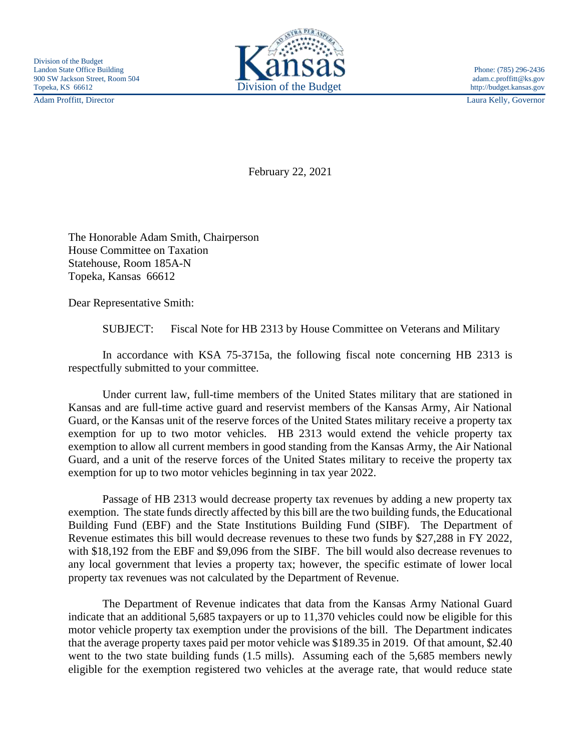Division of the Budget
Landon State Office Building
900 SW Jackson Street, Room 504
Topeka, KS 66612

Kansas
Division of the Budget

Phone: (785) 296-2436
adam.c.proffitt@ks.gov
http://budget.kansas.gov

Adam Proffitt, Director

Laura Kelly, Governor

February 22, 2021

The Honorable Adam Smith, Chairperson
House Committee on Taxation
Statehouse, Room 185A-N
Topeka, Kansas 66612

Dear Representative Smith:

SUBJECT: Fiscal Note for HB 2313 by House Committee on Veterans and Military

In accordance with KSA 75-3715a, the following fiscal note concerning HB 2313 is respectfully submitted to your committee.

Under current law, full-time members of the United States military that are stationed in Kansas and are full-time active guard and reservist members of the Kansas Army, Air National Guard, or the Kansas unit of the reserve forces of the United States military receive a property tax exemption for up to two motor vehicles. HB 2313 would extend the vehicle property tax exemption to allow all current members in good standing from the Kansas Army, the Air National Guard, and a unit of the reserve forces of the United States military to receive the property tax exemption for up to two motor vehicles beginning in tax year 2022.

Passage of HB 2313 would decrease property tax revenues by adding a new property tax exemption. The state funds directly affected by this bill are the two building funds, the Educational Building Fund (EBF) and the State Institutions Building Fund (SIBF). The Department of Revenue estimates this bill would decrease revenues to these two funds by $27,288 in FY 2022, with $18,192 from the EBF and $9,096 from the SIBF. The bill would also decrease revenues to any local government that levies a property tax; however, the specific estimate of lower local property tax revenues was not calculated by the Department of Revenue.

The Department of Revenue indicates that data from the Kansas Army National Guard indicate that an additional 5,685 taxpayers or up to 11,370 vehicles could now be eligible for this motor vehicle property tax exemption under the provisions of the bill. The Department indicates that the average property taxes paid per motor vehicle was $189.35 in 2019. Of that amount, $2.40 went to the two state building funds (1.5 mills). Assuming each of the 5,685 members newly eligible for the exemption registered two vehicles at the average rate, that would reduce state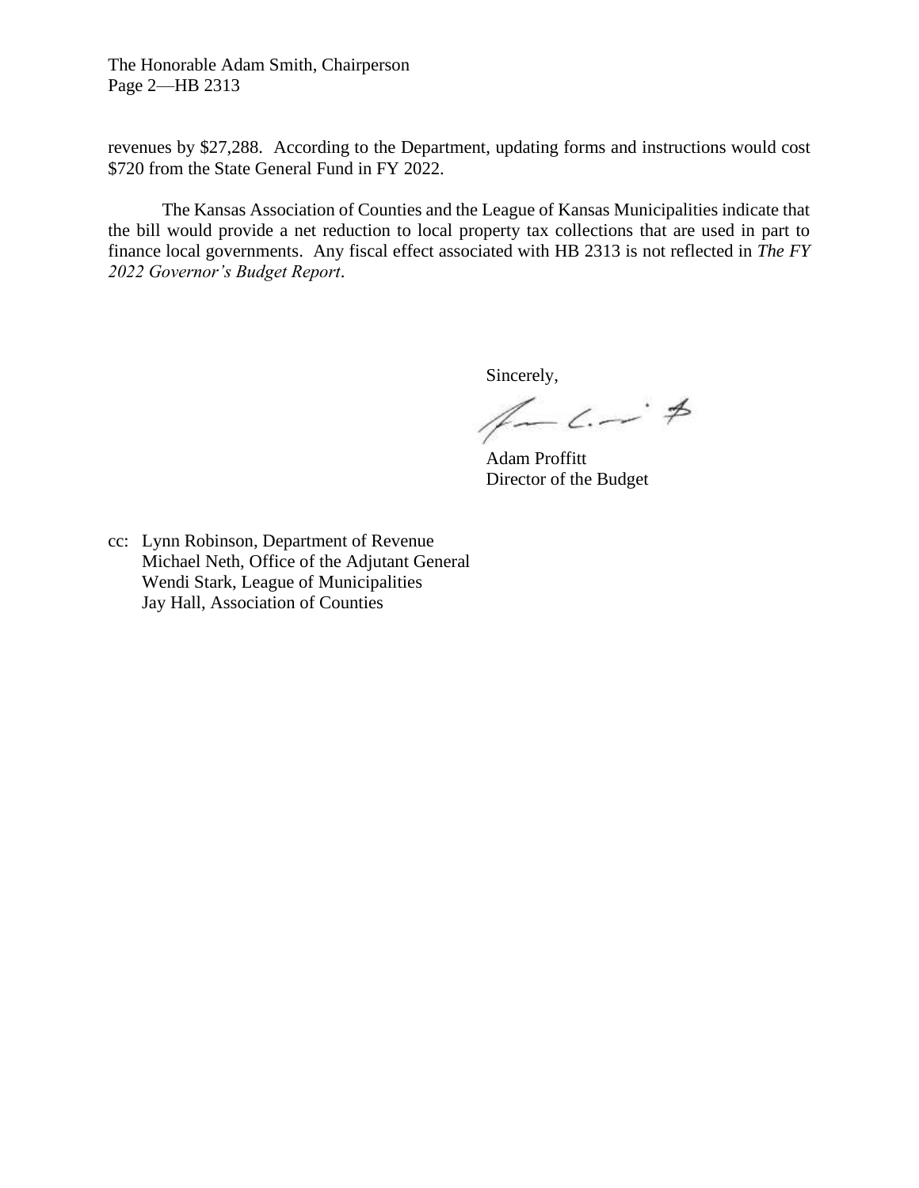revenues by $27,288. According to the Department, updating forms and instructions would cost $720 from the State General Fund in FY 2022.

The Kansas Association of Counties and the League of Kansas Municipalities indicate that the bill would provide a net reduction to local property tax collections that are used in part to finance local governments. Any fiscal effect associated with HB 2313 is not reflected in *The FY 2022 Governor's Budget Report*.

Sincerely,

Adam Proffitt
Director of the Budget

cc: Lynn Robinson, Department of Revenue
Michael Neth, Office of the Adjutant General
Wendi Stark, League of Municipalities
Jay Hall, Association of Counties